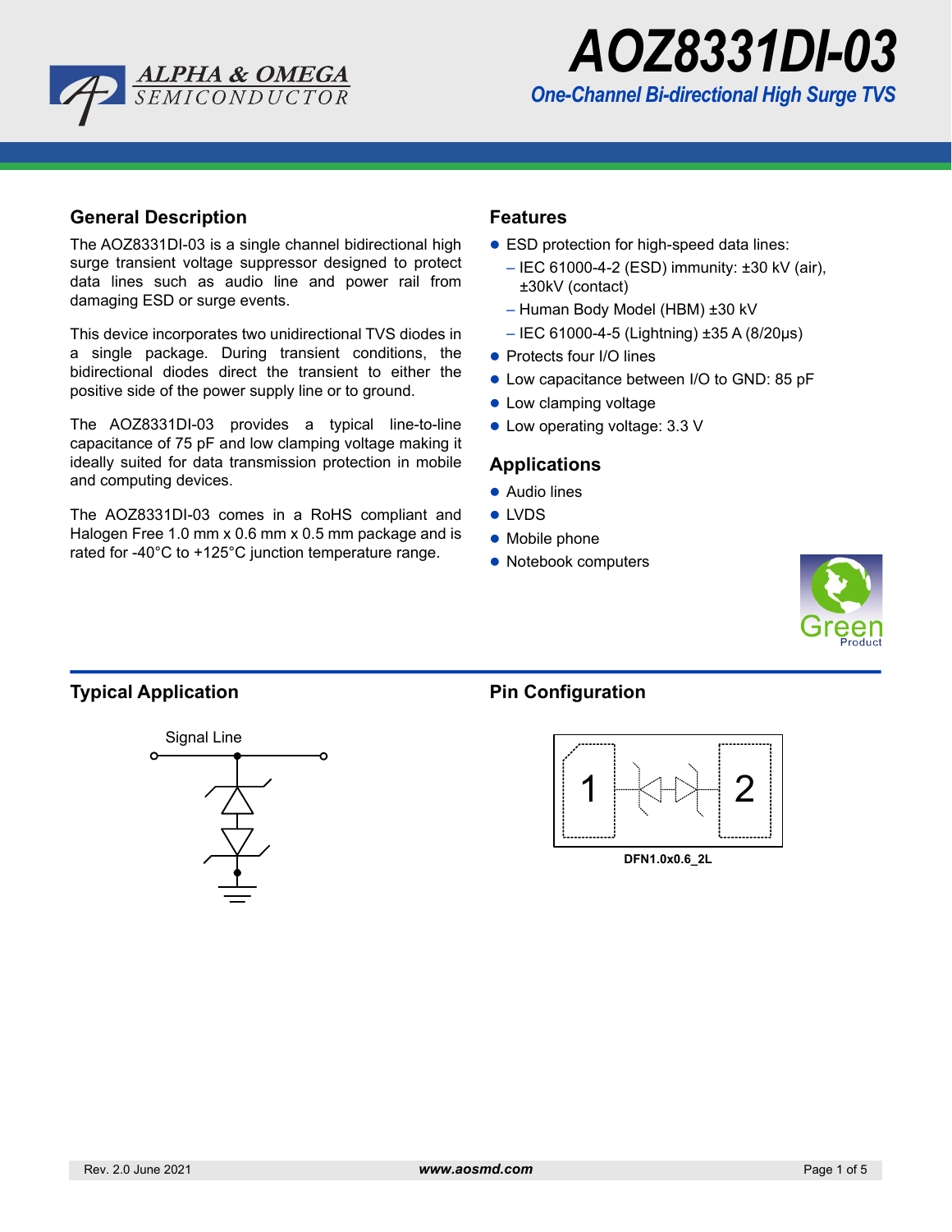# AOZ8331DI-03

*One-Channel Bi-directional High Surge TVS*

## General Description

The AOZ8331DI-03 is a single channel bidirectional high surge transient voltage suppressor designed to protect data lines such as audio line and power rail from damaging ESD or surge events.

This device incorporates two unidirectional TVS diodes in a single package. During transient conditions, the bidirectional diodes direct the transient to either the positive side of the power supply line or to ground.

The AOZ8331DI-03 provides a typical line-to-line capacitance of 75 pF and low clamping voltage making it ideally suited for data transmission protection in mobile and computing devices.

The AOZ8331DI-03 comes in a RoHS compliant and Halogen Free 1.0 mm x 0.6 mm x 0.5 mm package and is rated for -40°C to +125°C junction temperature range.

## Features

- ESD protection for high-speed data lines:
  - IEC 61000-4-2 (ESD) immunity: ±30 kV (air), ±30kV (contact)
  - Human Body Model (HBM) ±30 kV
  - IEC 61000-4-5 (Lightning) ±35 A (8/20µs)
- Protects four I/O lines
- Low capacitance between I/O to GND: 85 pF
- Low clamping voltage
- Low operating voltage: 3.3 V

## Applications

- Audio lines
- LVDS
- Mobile phone
- Notebook computers

## Typical Application

Signal Line

## Pin Configuration

1 2

DFN1.0x0.6_2L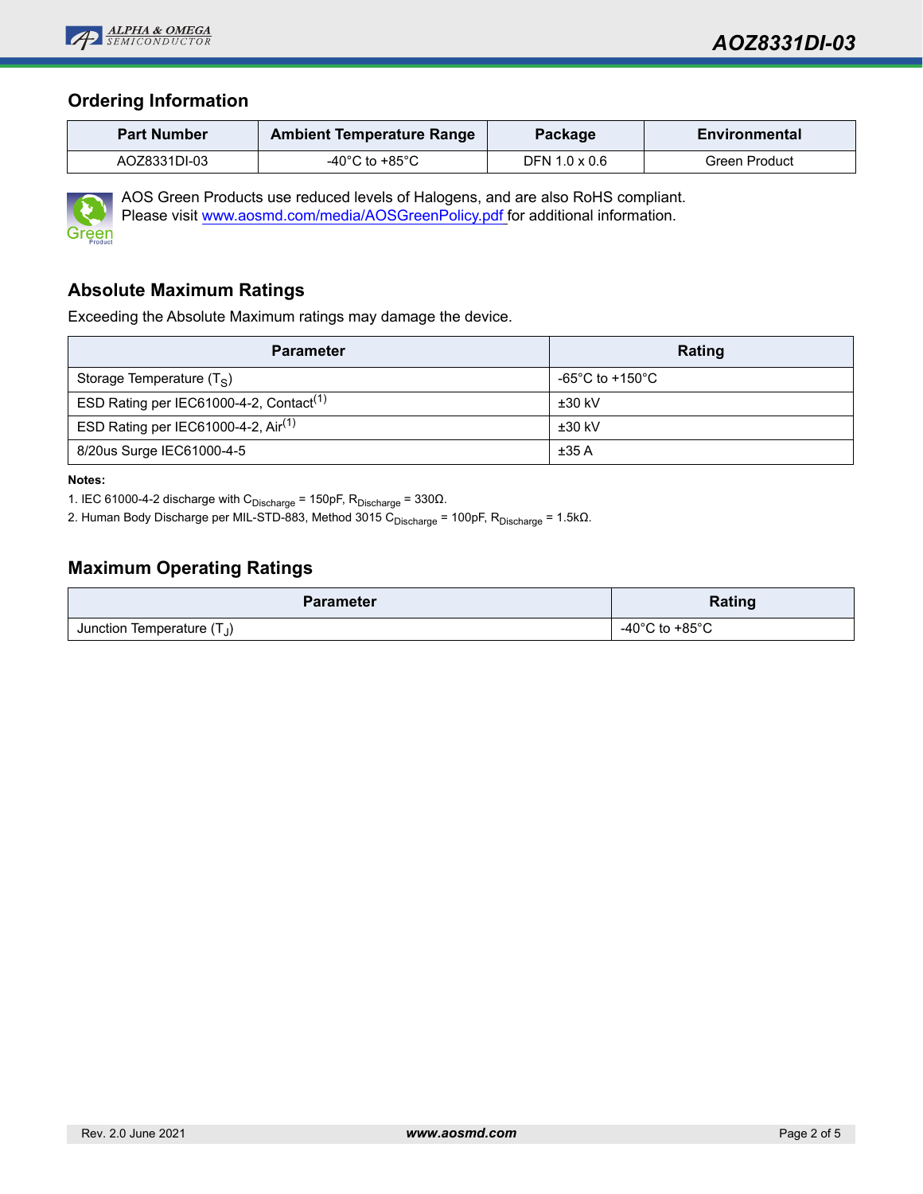## Ordering Information

| Part Number | Ambient Temperature Range | Package | Environmental |
|---|---|---|---|
| AOZ8331DI-03 | -40°C to +85°C | DFN 1.0 x 0.6 | Green Product |

AOS Green Products use reduced levels of Halogens, and are also RoHS compliant.
Please visit www.aosmd.com/media/AOSGreenPolicy.pdf for additional information.

## Absolute Maximum Ratings

Exceeding the Absolute Maximum ratings may damage the device.

| Parameter | Rating |
|---|---|
| Storage Temperature ($T_S$) | -65°C to +150°C |
| ESD Rating per IEC61000-4-2, Contact[1] | ±30 kV |
| ESD Rating per IEC61000-4-2, Air[1] | ±30 kV |
| 8/20us Surge IEC61000-4-5 | ±35 A |

**Notes:**

1. IEC 61000-4-2 discharge with $C_{Discharge}$ = 150pF, $R_{Discharge}$ = 330Ω.
2. Human Body Discharge per MIL-STD-883, Method 3015 $C_{Discharge}$ = 100pF, $R_{Discharge}$ = 1.5kΩ.

## Maximum Operating Ratings

| Parameter | Rating |
|---|---|
| Junction Temperature ($T_J$) | -40°C to +85°C |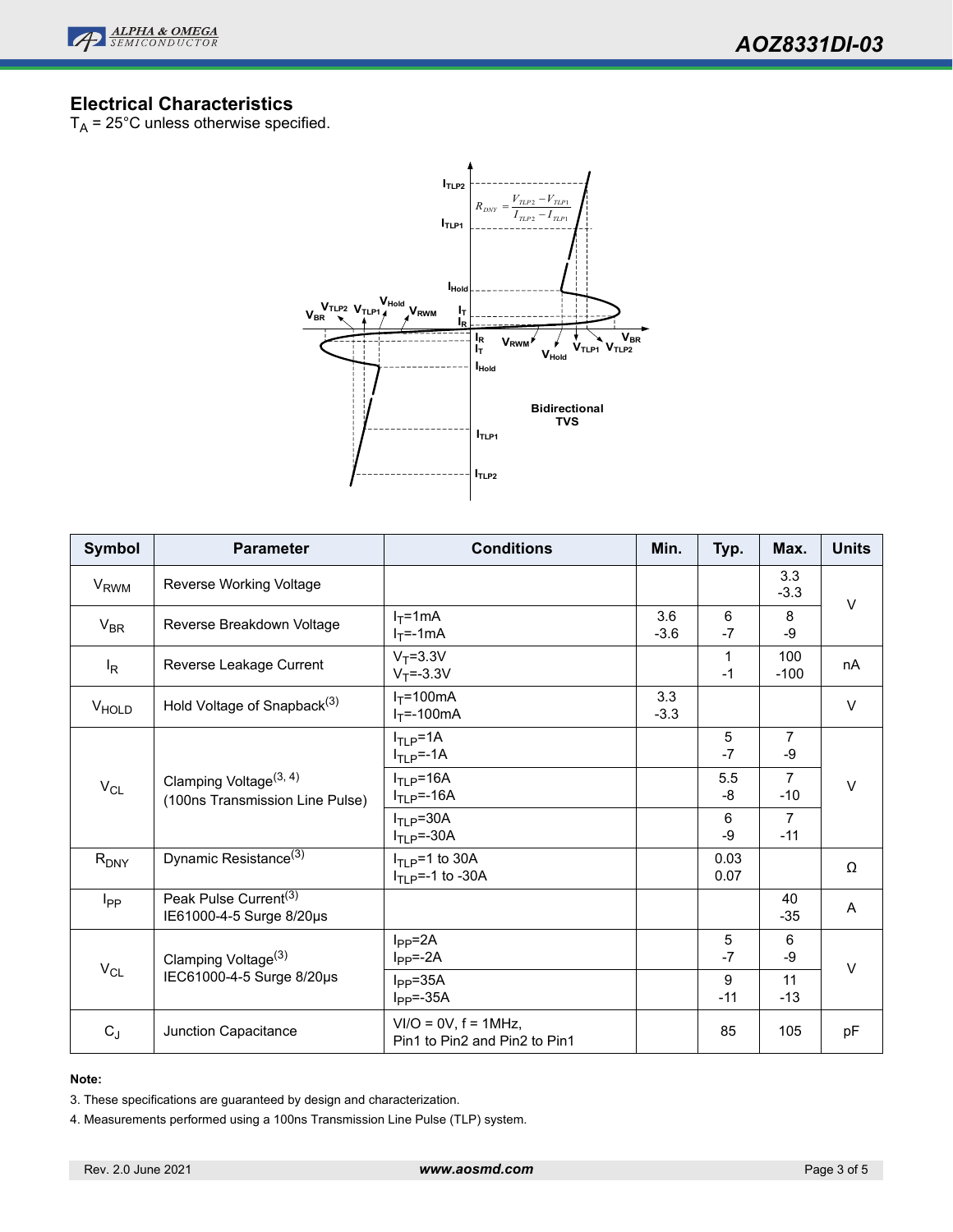## Electrical Characteristics

$T_A$ = 25°C unless otherwise specified.

$$R_{DNY} = \frac{V_{TLP2} - V_{TLP1}}{I_{TLP2} - I_{TLP1}}$$

Bidirectional TVS

| Symbol | Parameter | Conditions | Min. | Typ. | Max. | Units |
|---|---|---|---|---|---|---|
| $V_{RWM}$ | Reverse Working Voltage | | | | 3.3<br>-3.3 | V |
| $V_{BR}$ | Reverse Breakdown Voltage | $I_T$=1mA<br>$I_T$=-1mA | 3.6<br>-3.6 | 6<br>-7 | 8<br>-9 | V |
| $I_R$ | Reverse Leakage Current | $V_T$=3.3V<br>$V_T$=-3.3V | | 1<br>-1 | 100<br>-100 | nA |
| $V_{HOLD}$ | Hold Voltage of Snapback[3] | $I_T$=100mA<br>$I_T$=-100mA | 3.3<br>-3.3 | | | V |
| $V_{CL}$ | Clamping Voltage[3, 4]<br>(100ns Transmission Line Pulse) | $I_{TLP}$=1A<br>$I_{TLP}$=-1A | | 5<br>-7 | 7<br>-9 | V |
| | | $I_{TLP}$=16A<br>$I_{TLP}$=-16A | | 5.5<br>-8 | 7<br>-10 | |
| | | $I_{TLP}$=30A<br>$I_{TLP}$=-30A | | 6<br>-9 | 7<br>-11 | |
| $R_{DNY}$ | Dynamic Resistance[3] | $I_{TLP}$=1 to 30A<br>$I_{TLP}$=-1 to -30A | | 0.03<br>0.07 | | Ω |
| $I_{PP}$ | Peak Pulse Current[3]<br>IE61000-4-5 Surge 8/20µs | | | | 40<br>-35 | A |
| $V_{CL}$ | Clamping Voltage[3]<br>IEC61000-4-5 Surge 8/20µs | $I_{PP}$=2A<br>$I_{PP}$=-2A | | 5<br>-7 | 6<br>-9 | V |
| | | $I_{PP}$=35A<br>$I_{PP}$=-35A | | 9<br>-11 | 11<br>-13 | |
| $C_J$ | Junction Capacitance | VI/O = 0V, f = 1MHz,<br>Pin1 to Pin2 and Pin2 to Pin1 | | 85 | 105 | pF |

**Note:**

3. These specifications are guaranteed by design and characterization.

4. Measurements performed using a 100ns Transmission Line Pulse (TLP) system.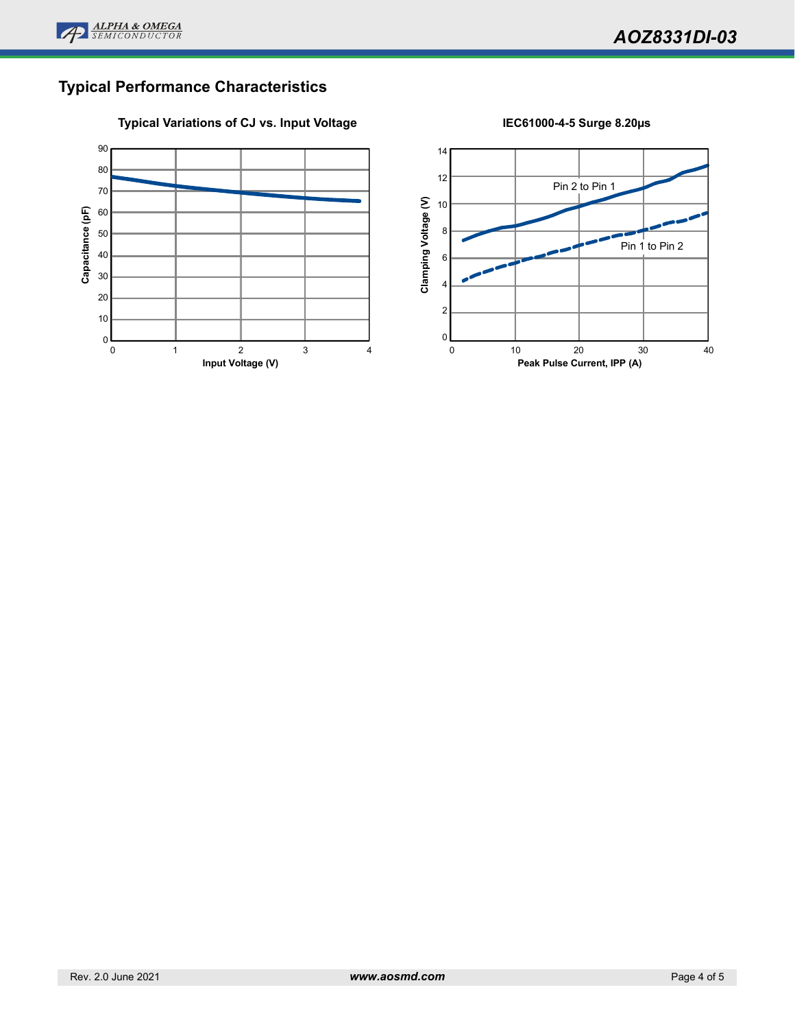## Typical Performance Characteristics

**Typical Variations of CJ vs. Input Voltage**

**IEC61000-4-5 Surge 8.20µs**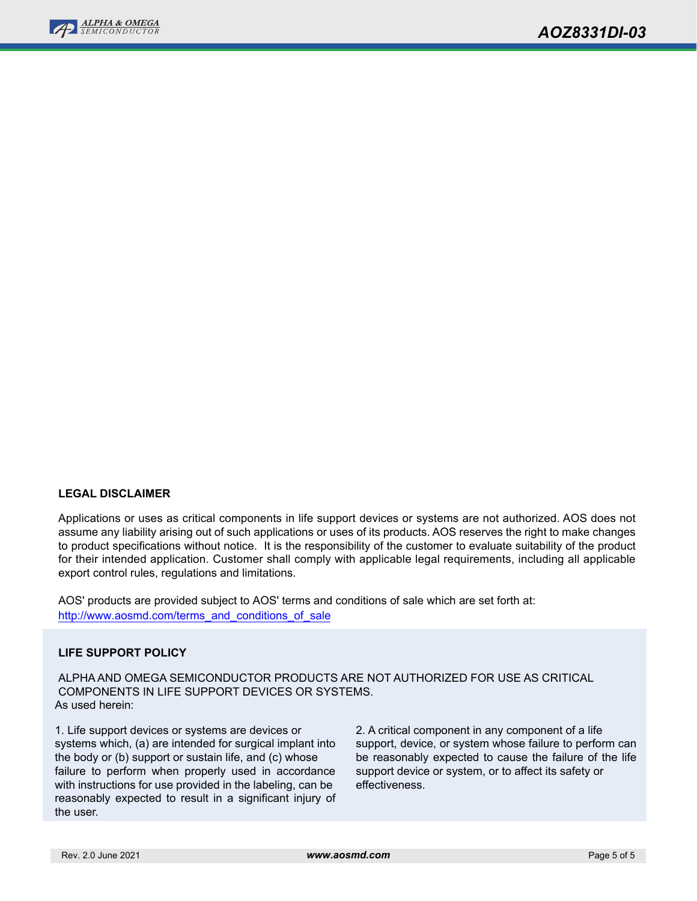## LEGAL DISCLAIMER

Applications or uses as critical components in life support devices or systems are not authorized. AOS does not assume any liability arising out of such applications or uses of its products. AOS reserves the right to make changes to product specifications without notice. It is the responsibility of the customer to evaluate suitability of the product for their intended application. Customer shall comply with applicable legal requirements, including all applicable export control rules, regulations and limitations.

AOS' products are provided subject to AOS' terms and conditions of sale which are set forth at:
http://www.aosmd.com/terms_and_conditions_of_sale

## LIFE SUPPORT POLICY

ALPHA AND OMEGA SEMICONDUCTOR PRODUCTS ARE NOT AUTHORIZED FOR USE AS CRITICAL COMPONENTS IN LIFE SUPPORT DEVICES OR SYSTEMS.
As used herein:

1. Life support devices or systems are devices or systems which, (a) are intended for surgical implant into the body or (b) support or sustain life, and (c) whose failure to perform when properly used in accordance with instructions for use provided in the labeling, can be reasonably expected to result in a significant injury of the user.

2. A critical component in any component of a life support, device, or system whose failure to perform can be reasonably expected to cause the failure of the life support device or system, or to affect its safety or effectiveness.